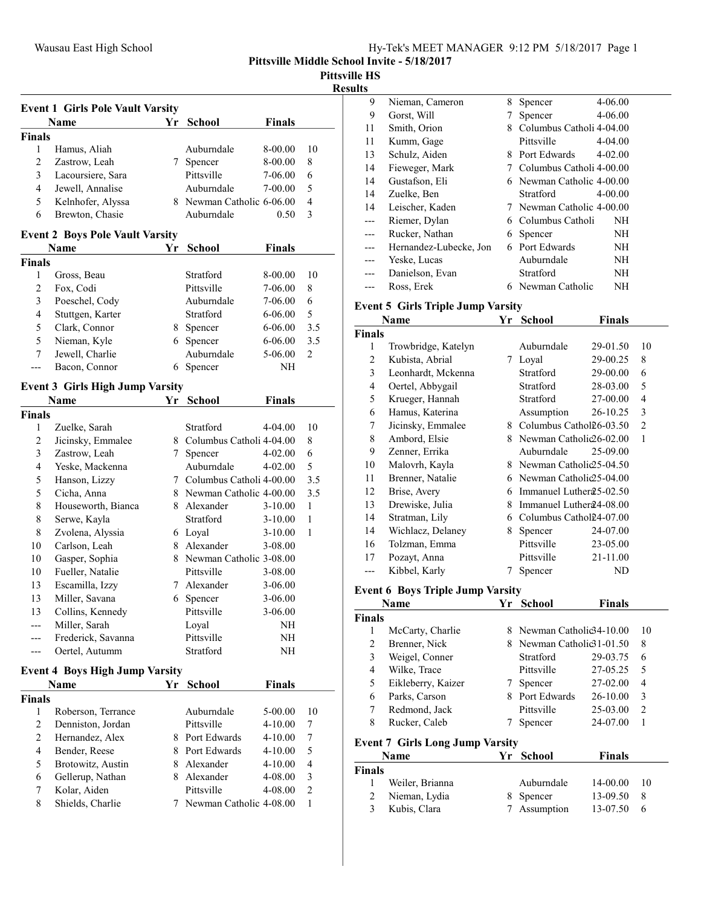# Pittsville Middle School Invite - 5/18/2017

**Pittsville HS**

**Results**

### Event 1 Girls Pole Vault Varsity

| | Name | Yr | School | Finals | |
|---|---|---|---|---|---|
| **Finals** | | | | | |
| 1 | Hamus, Aliah | | Auburndale | 8-00.00 | 10 |
| 2 | Zastrow, Leah | 7 | Spencer | 8-00.00 | 8 |
| 3 | Lacoursiere, Sara | | Pittsville | 7-06.00 | 6 |
| 4 | Jewell, Annalise | | Auburndale | 7-00.00 | 5 |
| 5 | Kelnhofer, Alyssa | 8 | Newman Catholic | 6-06.00 | 4 |
| 6 | Brewton, Chasie | | Auburndale | 0.50 | 3 |

### Event 2 Boys Pole Vault Varsity

| | Name | Yr | School | Finals | |
|---|---|---|---|---|---|
| **Finals** | | | | | |
| 1 | Gross, Beau | | Stratford | 8-00.00 | 10 |
| 2 | Fox, Codi | | Pittsville | 7-06.00 | 8 |
| 3 | Poeschel, Cody | | Auburndale | 7-06.00 | 6 |
| 4 | Stuttgen, Karter | | Stratford | 6-06.00 | 5 |
| 5 | Clark, Connor | 8 | Spencer | 6-06.00 | 3.5 |
| 5 | Nieman, Kyle | 6 | Spencer | 6-06.00 | 3.5 |
| 7 | Jewell, Charlie | | Auburndale | 5-06.00 | 2 |
| --- | Bacon, Connor | 6 | Spencer | NH | |

### Event 3 Girls High Jump Varsity

| | Name | Yr | School | Finals | |
|---|---|---|---|---|---|
| **Finals** | | | | | |
| 1 | Zuelke, Sarah | | Stratford | 4-04.00 | 10 |
| 2 | Jicinsky, Emmalee | 8 | Columbus Catholi | 4-04.00 | 8 |
| 3 | Zastrow, Leah | 7 | Spencer | 4-02.00 | 6 |
| 4 | Yeske, Mackenna | | Auburndale | 4-02.00 | 5 |
| 5 | Hanson, Lizzy | 7 | Columbus Catholi | 4-00.00 | 3.5 |
| 5 | Cicha, Anna | 8 | Newman Catholic | 4-00.00 | 3.5 |
| 8 | Houseworth, Bianca | 8 | Alexander | 3-10.00 | 1 |
| 8 | Serwe, Kayla | | Stratford | 3-10.00 | 1 |
| 8 | Zvolena, Alyssia | 6 | Loyal | 3-10.00 | 1 |
| 10 | Carlson, Leah | 8 | Alexander | 3-08.00 | |
| 10 | Gasper, Sophia | 8 | Newman Catholic | 3-08.00 | |
| 10 | Fueller, Natalie | | Pittsville | 3-08.00 | |
| 13 | Escamilla, Izzy | 7 | Alexander | 3-06.00 | |
| 13 | Miller, Savana | 6 | Spencer | 3-06.00 | |
| 13 | Collins, Kennedy | | Pittsville | 3-06.00 | |
| --- | Miller, Sarah | | Loyal | NH | |
| --- | Frederick, Savanna | | Pittsville | NH | |
| --- | Oertel, Autumm | | Stratford | NH | |

### Event 4 Boys High Jump Varsity

| | Name | Yr | School | Finals | |
|---|---|---|---|---|---|
| **Finals** | | | | | |
| 1 | Roberson, Terrance | | Auburndale | 5-00.00 | 10 |
| 2 | Denniston, Jordan | | Pittsville | 4-10.00 | 7 |
| 2 | Hernandez, Alex | 8 | Port Edwards | 4-10.00 | 7 |
| 4 | Bender, Reese | 8 | Port Edwards | 4-10.00 | 5 |
| 5 | Brotowitz, Austin | 8 | Alexander | 4-10.00 | 4 |
| 6 | Gellerup, Nathan | 8 | Alexander | 4-08.00 | 3 |
| 7 | Kolar, Aiden | | Pittsville | 4-08.00 | 2 |
| 8 | Shields, Charlie | 7 | Newman Catholic | 4-08.00 | 1 |
| 9 | Nieman, Cameron | 8 | Spencer | 4-06.00 | |
| 9 | Gorst, Will | 7 | Spencer | 4-06.00 | |
| 11 | Smith, Orion | 8 | Columbus Catholi | 4-04.00 | |
| 11 | Kumm, Gage | | Pittsville | 4-04.00 | |
| 13 | Schulz, Aiden | 8 | Port Edwards | 4-02.00 | |
| 14 | Fieweger, Mark | 7 | Columbus Catholi | 4-00.00 | |
| 14 | Gustafson, Eli | 6 | Newman Catholic | 4-00.00 | |
| 14 | Zuelke, Ben | | Stratford | 4-00.00 | |
| 14 | Leischer, Kaden | 7 | Newman Catholic | 4-00.00 | |
| --- | Riemer, Dylan | 6 | Columbus Catholi | NH | |
| --- | Rucker, Nathan | 6 | Spencer | NH | |
| --- | Hernandez-Lubecke, Jon | 6 | Port Edwards | NH | |
| --- | Yeske, Lucas | | Auburndale | NH | |
| --- | Danielson, Evan | | Stratford | NH | |
| --- | Ross, Erek | 6 | Newman Catholic | NH | |

### Event 5 Girls Triple Jump Varsity

| | Name | Yr | School | Finals | |
|---|---|---|---|---|---|
| **Finals** | | | | | |
| 1 | Trowbridge, Katelyn | | Auburndale | 29-01.50 | 10 |
| 2 | Kubista, Abrial | 7 | Loyal | 29-00.25 | 8 |
| 3 | Leonhardt, Mckenna | | Stratford | 29-00.00 | 6 |
| 4 | Oertel, Abbygail | | Stratford | 28-03.00 | 5 |
| 5 | Krueger, Hannah | | Stratford | 27-00.00 | 4 |
| 6 | Hamus, Katerina | | Assumption | 26-10.25 | 3 |
| 7 | Jicinsky, Emmalee | 8 | Columbus Catholi | 26-03.50 | 2 |
| 8 | Ambord, Elsie | 8 | Newman Catholic | 26-02.00 | 1 |
| 9 | Zenner, Errika | | Auburndale | 25-09.00 | |
| 10 | Malovrh, Kayla | 8 | Newman Catholic | 25-04.50 | |
| 11 | Brenner, Natalie | 6 | Newman Catholic | 25-04.00 | |
| 12 | Brise, Avery | 6 | Immanuel Luthera | 25-02.50 | |
| 13 | Drewiske, Julia | 8 | Immanuel Luthera | 24-08.00 | |
| 14 | Stratman, Lily | 6 | Columbus Catholi | 24-07.00 | |
| 14 | Wichlacz, Delaney | 8 | Spencer | 24-07.00 | |
| 16 | Tolzman, Emma | | Pittsville | 23-05.00 | |
| 17 | Pozayt, Anna | | Pittsville | 21-11.00 | |
| --- | Kibbel, Karly | 7 | Spencer | ND | |

### Event 6 Boys Triple Jump Varsity

| | Name | Yr | School | Finals | |
|---|---|---|---|---|---|
| **Finals** | | | | | |
| 1 | McCarty, Charlie | 8 | Newman Catholic | 34-10.00 | 10 |
| 2 | Brenner, Nick | 8 | Newman Catholic | 31-01.50 | 8 |
| 3 | Weigel, Conner | | Stratford | 29-03.75 | 6 |
| 4 | Wilke, Trace | | Pittsville | 27-05.25 | 5 |
| 5 | Eikleberry, Kaizer | 7 | Spencer | 27-02.00 | 4 |
| 6 | Parks, Carson | 8 | Port Edwards | 26-10.00 | 3 |
| 7 | Redmond, Jack | | Pittsville | 25-03.00 | 2 |
| 8 | Rucker, Caleb | 7 | Spencer | 24-07.00 | 1 |

### Event 7 Girls Long Jump Varsity

| | Name | Yr | School | Finals | |
|---|---|---|---|---|---|
| **Finals** | | | | | |
| 1 | Weiler, Brianna | | Auburndale | 14-00.00 | 10 |
| 2 | Nieman, Lydia | 8 | Spencer | 13-09.50 | 8 |
| 3 | Kubis, Clara | 7 | Assumption | 13-07.50 | 6 |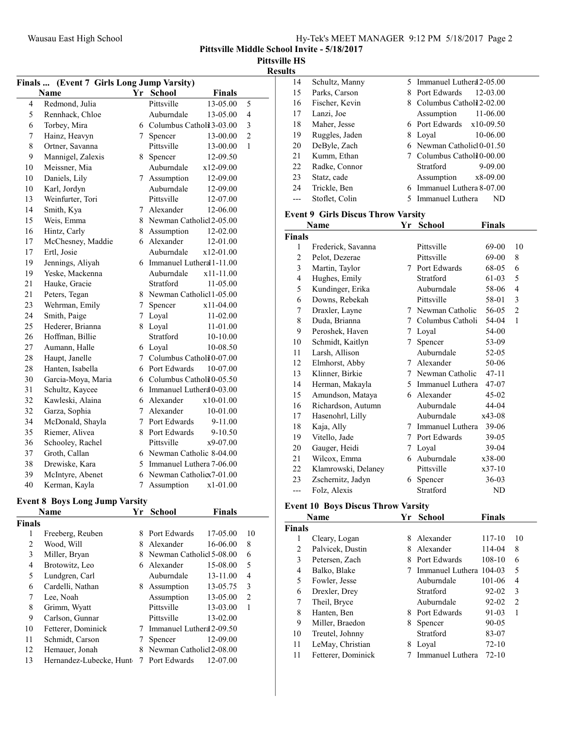## Pittsville Middle School Invite - 5/18/2017

### Pittsville HS

### Results

#### Finals ... (Event 7 Girls Long Jump Varsity)

| | Name | Yr | School | Finals | |
|---|---|---|---|---|---|
| 4 | Redmond, Julia | | Pittsville | 13-05.00 | 5 |
| 5 | Rennhack, Chloe | | Auburndale | 13-05.00 | 4 |
| 6 | Torbey, Mira | 6 | Columbus Catholi | 13-03.00 | 3 |
| 7 | Hainz, Heavyn | 7 | Spencer | 13-00.00 | 2 |
| 8 | Ortner, Savanna | | Pittsville | 13-00.00 | 1 |
| 9 | Mannigel, Zalexis | 8 | Spencer | 12-09.50 | |
| 10 | Meissner, Mia | | Auburndale | x12-09.00 | |
| 10 | Daniels, Lily | 7 | Assumption | 12-09.00 | |
| 10 | Karl, Jordyn | | Auburndale | 12-09.00 | |
| 13 | Weinfurter, Tori | | Pittsville | 12-07.00 | |
| 14 | Smith, Kya | 7 | Alexander | 12-06.00 | |
| 15 | Weis, Emma | 8 | Newman Catholic | 12-05.00 | |
| 16 | Hintz, Carly | 8 | Assumption | 12-02.00 | |
| 17 | McChesney, Maddie | 6 | Alexander | 12-01.00 | |
| 17 | Ertl, Josie | | Auburndale | x12-01.00 | |
| 19 | Jennings, Aliyah | 6 | Immanuel Luthera | 11-11.00 | |
| 19 | Yeske, Mackenna | | Auburndale | x11-11.00 | |
| 21 | Hauke, Gracie | | Stratford | 11-05.00 | |
| 21 | Peters, Tegan | 8 | Newman Catholic | 11-05.00 | |
| 23 | Wehrman, Emily | 7 | Spencer | x11-04.00 | |
| 24 | Smith, Paige | 7 | Loyal | 11-02.00 | |
| 25 | Hederer, Brianna | 8 | Loyal | 11-01.00 | |
| 26 | Hoffman, Billie | | Stratford | 10-10.00 | |
| 27 | Aumann, Halle | 6 | Loyal | 10-08.50 | |
| 28 | Haupt, Janelle | 7 | Columbus Catholi | 10-07.00 | |
| 28 | Hanten, Isabella | 6 | Port Edwards | 10-07.00 | |
| 30 | Garcia-Moya, Maria | 6 | Columbus Catholi | 10-05.50 | |
| 31 | Schultz, Kaycee | 6 | Immanuel Luthera | 10-03.00 | |
| 32 | Kawleski, Alaina | 6 | Alexander | x10-01.00 | |
| 32 | Garza, Sophia | 7 | Alexander | 10-01.00 | |
| 34 | McDonald, Shayla | 7 | Port Edwards | 9-11.00 | |
| 35 | Riemer, Alivea | 8 | Port Edwards | 9-10.50 | |
| 36 | Schooley, Rachel | | Pittsville | x9-07.00 | |
| 37 | Groth, Callan | 6 | Newman Catholic | 8-04.00 | |
| 38 | Drewiske, Kara | 5 | Immanuel Luthera | 7-06.00 | |
| 39 | McIntyre, Abenet | 6 | Newman Catholic | x7-01.00 | |
| 40 | Kerman, Kayla | 7 | Assumption | x1-01.00 | |

#### Event 8 Boys Long Jump Varsity

| | Name | Yr | School | Finals | |
|---|---|---|---|---|---|
| **Finals** | | | | | |
| 1 | Freeberg, Reuben | 8 | Port Edwards | 17-05.00 | 10 |
| 2 | Wood, Will | 8 | Alexander | 16-06.00 | 8 |
| 3 | Miller, Bryan | 8 | Newman Catholic | 15-08.00 | 6 |
| 4 | Brotowitz, Leo | 6 | Alexander | 15-08.00 | 5 |
| 5 | Lundgren, Carl | | Auburndale | 13-11.00 | 4 |
| 6 | Cardelli, Nathan | 8 | Assumption | 13-05.75 | 3 |
| 7 | Lee, Noah | | Assumption | 13-05.00 | 2 |
| 8 | Grimm, Wyatt | | Pittsville | 13-03.00 | 1 |
| 9 | Carlson, Gunnar | | Pittsville | 13-02.00 | |
| 10 | Fetterer, Dominick | 7 | Immanuel Luthera | 12-09.50 | |
| 11 | Schmidt, Carson | 7 | Spencer | 12-09.00 | |
| 12 | Hemauer, Jonah | 8 | Newman Catholic | 12-08.00 | |
| 13 | Hernandez-Lubecke, Hunt | 7 | Port Edwards | 12-07.00 | |
| 14 | Schultz, Manny | 5 | Immanuel Luthera | 12-05.00 | |
| 15 | Parks, Carson | 8 | Port Edwards | 12-03.00 | |
| 16 | Fischer, Kevin | 8 | Columbus Catholi | 12-02.00 | |
| 17 | Lanzi, Joe | | Assumption | 11-06.00 | |
| 18 | Maher, Jesse | 6 | Port Edwards | x10-09.50 | |
| 19 | Ruggles, Jaden | 8 | Loyal | 10-06.00 | |
| 20 | DeByle, Zach | 6 | Newman Catholic | 10-01.50 | |
| 21 | Kumm, Ethan | 7 | Columbus Catholi | 10-00.00 | |
| 22 | Radke, Connor | | Stratford | 9-09.00 | |
| 23 | Statz, cade | | Assumption | x8-09.00 | |
| 24 | Trickle, Ben | 6 | Immanuel Luthera | 8-07.00 | |
| --- | Stoflet, Colin | 5 | Immanuel Luthera | ND | |

#### Event 9 Girls Discus Throw Varsity

| | Name | Yr | School | Finals | |
|---|---|---|---|---|---|
| **Finals** | | | | | |
| 1 | Frederick, Savanna | | Pittsville | 69-00 | 10 |
| 2 | Pelot, Dezerae | | Pittsville | 69-00 | 8 |
| 3 | Martin, Taylor | 7 | Port Edwards | 68-05 | 6 |
| 4 | Hughes, Emily | | Stratford | 61-03 | 5 |
| 5 | Kundinger, Erika | | Auburndale | 58-06 | 4 |
| 6 | Downs, Rebekah | | Pittsville | 58-01 | 3 |
| 7 | Draxler, Layne | 7 | Newman Catholic | 56-05 | 2 |
| 8 | Duda, Brianna | 7 | Columbus Catholi | 54-04 | 1 |
| 9 | Peroshek, Haven | 7 | Loyal | 54-00 | |
| 10 | Schmidt, Kaitlyn | 7 | Spencer | 53-09 | |
| 11 | Larsh, Allison | | Auburndale | 52-05 | |
| 12 | Elmhorst, Abby | 7 | Alexander | 50-06 | |
| 13 | Klinner, Birkie | 7 | Newman Catholic | 47-11 | |
| 14 | Herman, Makayla | 5 | Immanuel Luthera | 47-07 | |
| 15 | Amundson, Mataya | 6 | Alexander | 45-02 | |
| 16 | Richardson, Autumn | | Auburndale | 44-04 | |
| 17 | Hasenohrl, Lilly | | Auburndale | x43-08 | |
| 18 | Kaja, Ally | 7 | Immanuel Luthera | 39-06 | |
| 19 | Vitello, Jade | 7 | Port Edwards | 39-05 | |
| 20 | Gauger, Heidi | 7 | Loyal | 39-04 | |
| 21 | Wilcox, Emma | 6 | Auburndale | x38-00 | |
| 22 | Klamrowski, Delaney | | Pittsville | x37-10 | |
| 23 | Zschernitz, Jadyn | 6 | Spencer | 36-03 | |
| --- | Folz, Alexis | | Stratford | ND | |

#### Event 10 Boys Discus Throw Varsity

| | Name | Yr | School | Finals | |
|---|---|---|---|---|---|
| **Finals** | | | | | |
| 1 | Cleary, Logan | 8 | Alexander | 117-10 | 10 |
| 2 | Palvicek, Dustin | 8 | Alexander | 114-04 | 8 |
| 3 | Petersen, Zach | 8 | Port Edwards | 108-10 | 6 |
| 4 | Balko, Blake | 7 | Immanuel Luthera | 104-03 | 5 |
| 5 | Fowler, Jesse | | Auburndale | 101-06 | 4 |
| 6 | Drexler, Drey | | Stratford | 92-02 | 3 |
| 7 | Theil, Bryce | | Auburndale | 92-02 | 2 |
| 8 | Hanten, Ben | 8 | Port Edwards | 91-03 | 1 |
| 9 | Miller, Braedon | 8 | Spencer | 90-05 | |
| 10 | Treutel, Johnny | | Stratford | 83-07 | |
| 11 | LeMay, Christian | 8 | Loyal | 72-10 | |
| 11 | Fetterer, Dominick | 7 | Immanuel Luthera | 72-10 | |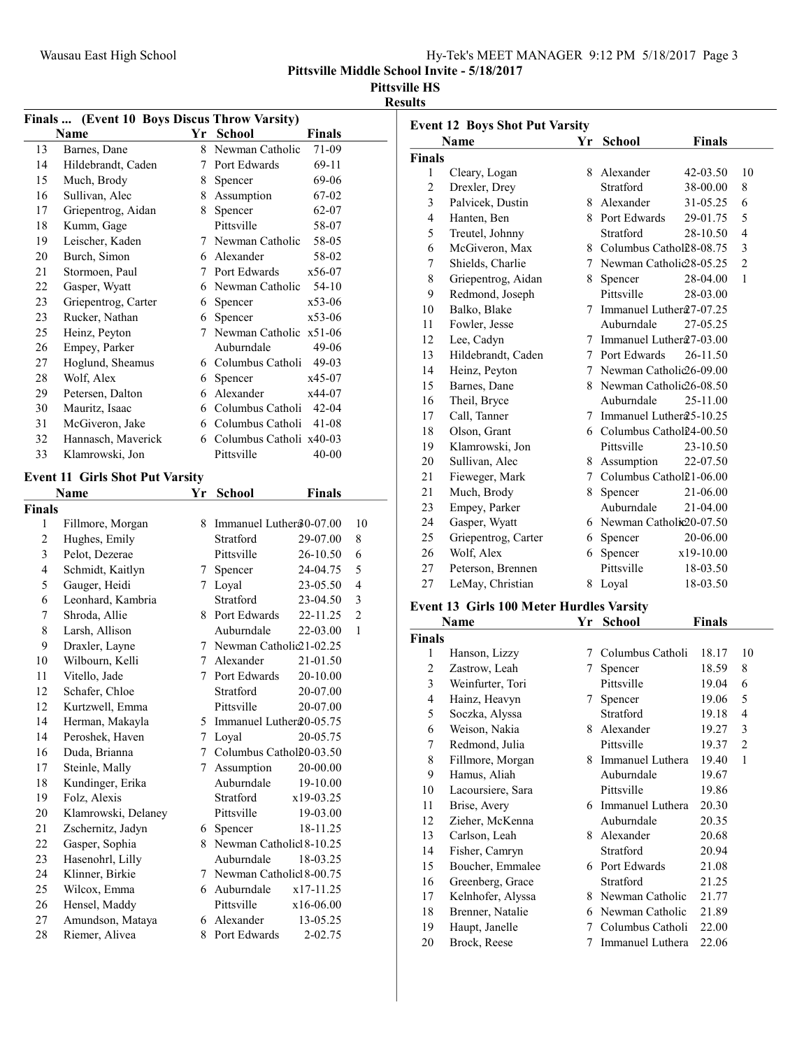Pittsville Middle School Invite - 5/18/2017

Pittsville HS

Results

### Finals ... (Event 10 Boys Discus Throw Varsity)

| | Name | Yr | School | Finals |
|---|---|---|---|---|
| 13 | Barnes, Dane | 8 | Newman Catholic | 71-09 |
| 14 | Hildebrandt, Caden | 7 | Port Edwards | 69-11 |
| 15 | Much, Brody | 8 | Spencer | 69-06 |
| 16 | Sullivan, Alec | 8 | Assumption | 67-02 |
| 17 | Griepentrog, Aidan | 8 | Spencer | 62-07 |
| 18 | Kumm, Gage | | Pittsville | 58-07 |
| 19 | Leischer, Kaden | 7 | Newman Catholic | 58-05 |
| 20 | Burch, Simon | 6 | Alexander | 58-02 |
| 21 | Stormoen, Paul | 7 | Port Edwards | x56-07 |
| 22 | Gasper, Wyatt | 6 | Newman Catholic | 54-10 |
| 23 | Griepentrog, Carter | 6 | Spencer | x53-06 |
| 23 | Rucker, Nathan | 6 | Spencer | x53-06 |
| 25 | Heinz, Peyton | 7 | Newman Catholic | x51-06 |
| 26 | Empey, Parker | | Auburndale | 49-06 |
| 27 | Hoglund, Sheamus | 6 | Columbus Catholi | 49-03 |
| 28 | Wolf, Alex | 6 | Spencer | x45-07 |
| 29 | Petersen, Dalton | 6 | Alexander | x44-07 |
| 30 | Mauritz, Isaac | 6 | Columbus Catholi | 42-04 |
| 31 | McGiveron, Jake | 6 | Columbus Catholi | 41-08 |
| 32 | Hannasch, Maverick | 6 | Columbus Catholi | x40-03 |
| 33 | Klamrowski, Jon | | Pittsville | 40-00 |

### Event 11 Girls Shot Put Varsity

| | Name | Yr | School | Finals | |
|---|---|---|---|---|---|
| **Finals** | | | | | |
| 1 | Fillmore, Morgan | 8 | Immanuel Luthera | 30-07.00 | 10 |
| 2 | Hughes, Emily | | Stratford | 29-07.00 | 8 |
| 3 | Pelot, Dezerae | | Pittsville | 26-10.50 | 6 |
| 4 | Schmidt, Kaitlyn | 7 | Spencer | 24-04.75 | 5 |
| 5 | Gauger, Heidi | 7 | Loyal | 23-05.50 | 4 |
| 6 | Leonhard, Kambria | | Stratford | 23-04.50 | 3 |
| 7 | Shroda, Allie | 8 | Port Edwards | 22-11.25 | 2 |
| 8 | Larsh, Allison | | Auburndale | 22-03.00 | 1 |
| 9 | Draxler, Layne | 7 | Newman Catholic | 21-02.25 | |
| 10 | Wilbourn, Kelli | 7 | Alexander | 21-01.50 | |
| 11 | Vitello, Jade | 7 | Port Edwards | 20-10.00 | |
| 12 | Schafer, Chloe | | Stratford | 20-07.00 | |
| 12 | Kurtzwell, Emma | | Pittsville | 20-07.00 | |
| 14 | Herman, Makayla | 5 | Immanuel Luthera | 20-05.75 | |
| 14 | Peroshek, Haven | 7 | Loyal | 20-05.75 | |
| 16 | Duda, Brianna | 7 | Columbus Catholi | 20-03.50 | |
| 17 | Steinle, Mally | 7 | Assumption | 20-00.00 | |
| 18 | Kundinger, Erika | | Auburndale | 19-10.00 | |
| 19 | Folz, Alexis | | Stratford | x19-03.25 | |
| 20 | Klamrowski, Delaney | | Pittsville | 19-03.00 | |
| 21 | Zschernitz, Jadyn | 6 | Spencer | 18-11.25 | |
| 22 | Gasper, Sophia | 8 | Newman Catholic | 18-10.25 | |
| 23 | Hasenohrl, Lilly | | Auburndale | 18-03.25 | |
| 24 | Klinner, Birkie | 7 | Newman Catholic | 18-00.75 | |
| 25 | Wilcox, Emma | 6 | Auburndale | x17-11.25 | |
| 26 | Hensel, Maddy | | Pittsville | x16-06.00 | |
| 27 | Amundson, Mataya | 6 | Alexander | 13-05.25 | |
| 28 | Riemer, Alivea | 8 | Port Edwards | 2-02.75 | |

### Event 12 Boys Shot Put Varsity

| | Name | Yr | School | Finals | |
|---|---|---|---|---|---|
| **Finals** | | | | | |
| 1 | Cleary, Logan | 8 | Alexander | 42-03.50 | 10 |
| 2 | Drexler, Drey | | Stratford | 38-00.00 | 8 |
| 3 | Palvicek, Dustin | 8 | Alexander | 31-05.25 | 6 |
| 4 | Hanten, Ben | 8 | Port Edwards | 29-01.75 | 5 |
| 5 | Treutel, Johnny | | Stratford | 28-10.50 | 4 |
| 6 | McGiveron, Max | 8 | Columbus Catholi | 28-08.75 | 3 |
| 7 | Shields, Charlie | 7 | Newman Catholic | 28-05.25 | 2 |
| 8 | Griepentrog, Aidan | 8 | Spencer | 28-04.00 | 1 |
| 9 | Redmond, Joseph | | Pittsville | 28-03.00 | |
| 10 | Balko, Blake | 7 | Immanuel Luthera | 27-07.25 | |
| 11 | Fowler, Jesse | | Auburndale | 27-05.25 | |
| 12 | Lee, Cadyn | 7 | Immanuel Luthera | 27-03.00 | |
| 13 | Hildebrandt, Caden | 7 | Port Edwards | 26-11.50 | |
| 14 | Heinz, Peyton | 7 | Newman Catholic | 26-09.00 | |
| 15 | Barnes, Dane | 8 | Newman Catholic | 26-08.50 | |
| 16 | Theil, Bryce | | Auburndale | 25-11.00 | |
| 17 | Call, Tanner | 7 | Immanuel Luthera | 25-10.25 | |
| 18 | Olson, Grant | 6 | Columbus Catholi | 24-00.50 | |
| 19 | Klamrowski, Jon | | Pittsville | 23-10.50 | |
| 20 | Sullivan, Alec | 8 | Assumption | 22-07.50 | |
| 21 | Fieweger, Mark | 7 | Columbus Catholi | 21-06.00 | |
| 21 | Much, Brody | 8 | Spencer | 21-06.00 | |
| 23 | Empey, Parker | | Auburndale | 21-04.00 | |
| 24 | Gasper, Wyatt | 6 | Newman Catholic | 20-07.50 | |
| 25 | Griepentrog, Carter | 6 | Spencer | 20-06.00 | |
| 26 | Wolf, Alex | 6 | Spencer | x19-10.00 | |
| 27 | Peterson, Brennen | | Pittsville | 18-03.50 | |
| 27 | LeMay, Christian | 8 | Loyal | 18-03.50 | |

### Event 13 Girls 100 Meter Hurdles Varsity

| | Name | Yr | School | Finals | |
|---|---|---|---|---|---|
| **Finals** | | | | | |
| 1 | Hanson, Lizzy | 7 | Columbus Catholi | 18.17 | 10 |
| 2 | Zastrow, Leah | 7 | Spencer | 18.59 | 8 |
| 3 | Weinfurter, Tori | | Pittsville | 19.04 | 6 |
| 4 | Hainz, Heavyn | 7 | Spencer | 19.06 | 5 |
| 5 | Soczka, Alyssa | | Stratford | 19.18 | 4 |
| 6 | Weison, Nakia | 8 | Alexander | 19.27 | 3 |
| 7 | Redmond, Julia | | Pittsville | 19.37 | 2 |
| 8 | Fillmore, Morgan | 8 | Immanuel Luthera | 19.40 | 1 |
| 9 | Hamus, Aliah | | Auburndale | 19.67 | |
| 10 | Lacoursiere, Sara | | Pittsville | 19.86 | |
| 11 | Brise, Avery | 6 | Immanuel Luthera | 20.30 | |
| 12 | Zieher, McKenna | | Auburndale | 20.35 | |
| 13 | Carlson, Leah | 8 | Alexander | 20.68 | |
| 14 | Fisher, Camryn | | Stratford | 20.94 | |
| 15 | Boucher, Emmalee | 6 | Port Edwards | 21.08 | |
| 16 | Greenberg, Grace | | Stratford | 21.25 | |
| 17 | Kelnhofer, Alyssa | 8 | Newman Catholic | 21.77 | |
| 18 | Brenner, Natalie | 6 | Newman Catholic | 21.89 | |
| 19 | Haupt, Janelle | 7 | Columbus Catholi | 22.00 | |
| 20 | Brock, Reese | 7 | Immanuel Luthera | 22.06 | |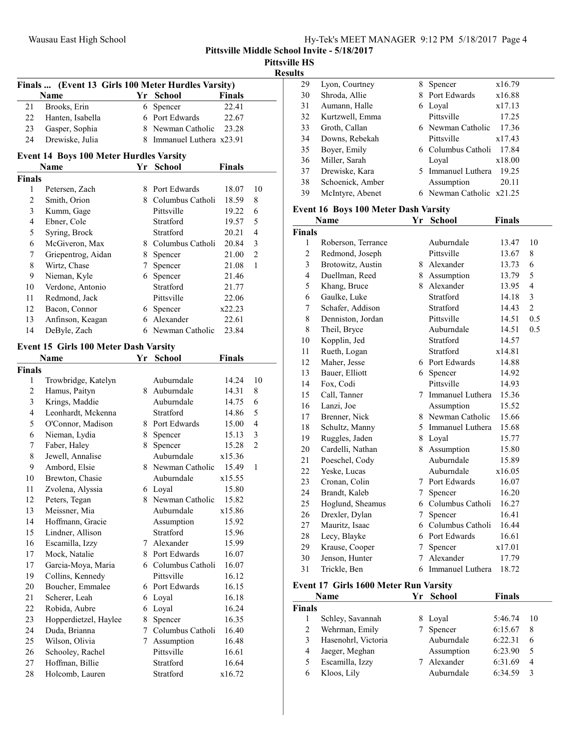Pittsville Middle School Invite - 5/18/2017

Pittsville HS

Results

### Finals ... (Event 13 Girls 100 Meter Hurdles Varsity)

| | Name | Yr | School | Finals | |
|---|---|---|---|---|---|
| 21 | Brooks, Erin | 6 | Spencer | 22.41 | |
| 22 | Hanten, Isabella | 6 | Port Edwards | 22.67 | |
| 23 | Gasper, Sophia | 8 | Newman Catholic | 23.28 | |
| 24 | Drewiske, Julia | 8 | Immanuel Luthera | x23.91 | |

### Event 14 Boys 100 Meter Hurdles Varsity

| | Name | Yr | School | Finals | |
|---|---|---|---|---|---|
| **Finals** | | | | | |
| 1 | Petersen, Zach | 8 | Port Edwards | 18.07 | 10 |
| 2 | Smith, Orion | 8 | Columbus Catholi | 18.59 | 8 |
| 3 | Kumm, Gage | | Pittsville | 19.22 | 6 |
| 4 | Ebner, Cole | | Stratford | 19.57 | 5 |
| 5 | Syring, Brock | | Stratford | 20.21 | 4 |
| 6 | McGiveron, Max | 8 | Columbus Catholi | 20.84 | 3 |
| 7 | Griepentrog, Aidan | 8 | Spencer | 21.00 | 2 |
| 8 | Wirtz, Chase | 7 | Spencer | 21.08 | 1 |
| 9 | Nieman, Kyle | 6 | Spencer | 21.46 | |
| 10 | Verdone, Antonio | | Stratford | 21.77 | |
| 11 | Redmond, Jack | | Pittsville | 22.06 | |
| 12 | Bacon, Connor | 6 | Spencer | x22.23 | |
| 13 | Anfinson, Keagan | 6 | Alexander | 22.61 | |
| 14 | DeByle, Zach | 6 | Newman Catholic | 23.84 | |

### Event 15 Girls 100 Meter Dash Varsity

| | Name | Yr | School | Finals | |
|---|---|---|---|---|---|
| **Finals** | | | | | |
| 1 | Trowbridge, Katelyn | | Auburndale | 14.24 | 10 |
| 2 | Hamus, Paityn | 8 | Auburndale | 14.31 | 8 |
| 3 | Krings, Maddie | | Auburndale | 14.75 | 6 |
| 4 | Leonhardt, Mckenna | | Stratford | 14.86 | 5 |
| 5 | O'Connor, Madison | 8 | Port Edwards | 15.00 | 4 |
| 6 | Nieman, Lydia | 8 | Spencer | 15.13 | 3 |
| 7 | Faber, Haley | 8 | Spencer | 15.28 | 2 |
| 8 | Jewell, Annalise | | Auburndale | x15.36 | |
| 9 | Ambord, Elsie | 8 | Newman Catholic | 15.49 | 1 |
| 10 | Brewton, Chasie | | Auburndale | x15.55 | |
| 11 | Zvolena, Alyssia | 6 | Loyal | 15.80 | |
| 12 | Peters, Tegan | 8 | Newman Catholic | 15.82 | |
| 13 | Meissner, Mia | | Auburndale | x15.86 | |
| 14 | Hoffmann, Gracie | | Assumption | 15.92 | |
| 15 | Lindner, Allison | | Stratford | 15.96 | |
| 16 | Escamilla, Izzy | 7 | Alexander | 15.99 | |
| 17 | Mock, Natalie | 8 | Port Edwards | 16.07 | |
| 17 | Garcia-Moya, Maria | 6 | Columbus Catholi | 16.07 | |
| 19 | Collins, Kennedy | | Pittsville | 16.12 | |
| 20 | Boucher, Emmalee | 6 | Port Edwards | 16.15 | |
| 21 | Scherer, Leah | 6 | Loyal | 16.18 | |
| 22 | Robida, Aubre | 6 | Loyal | 16.24 | |
| 23 | Hopperdietzel, Haylee | 8 | Spencer | 16.35 | |
| 24 | Duda, Brianna | 7 | Columbus Catholi | 16.40 | |
| 25 | Wilson, Olivia | 7 | Assumption | 16.48 | |
| 26 | Schooley, Rachel | | Pittsville | 16.61 | |
| 27 | Hoffman, Billie | | Stratford | 16.64 | |
| 28 | Holcomb, Lauren | | Stratford | x16.72 | |
| 29 | Lyon, Courtney | 8 | Spencer | x16.79 | |
| 30 | Shroda, Allie | 8 | Port Edwards | x16.88 | |
| 31 | Aumann, Halle | 6 | Loyal | x17.13 | |
| 32 | Kurtzwell, Emma | | Pittsville | 17.25 | |
| 33 | Groth, Callan | 6 | Newman Catholic | 17.36 | |
| 34 | Downs, Rebekah | | Pittsville | x17.43 | |
| 35 | Boyer, Emily | 6 | Columbus Catholi | 17.84 | |
| 36 | Miller, Sarah | | Loyal | x18.00 | |
| 37 | Drewiske, Kara | 5 | Immanuel Luthera | 19.25 | |
| 38 | Schoenick, Amber | | Assumption | 20.11 | |
| 39 | McIntyre, Abenet | 6 | Newman Catholic | x21.25 | |

### Event 16 Boys 100 Meter Dash Varsity

| | Name | Yr | School | Finals | |
|---|---|---|---|---|---|
| **Finals** | | | | | |
| 1 | Roberson, Terrance | | Auburndale | 13.47 | 10 |
| 2 | Redmond, Joseph | | Pittsville | 13.67 | 8 |
| 3 | Brotowitz, Austin | 8 | Alexander | 13.73 | 6 |
| 4 | Duellman, Reed | 8 | Assumption | 13.79 | 5 |
| 5 | Khang, Bruce | 8 | Alexander | 13.95 | 4 |
| 6 | Gaulke, Luke | | Stratford | 14.18 | 3 |
| 7 | Schafer, Addison | | Stratford | 14.43 | 2 |
| 8 | Denniston, Jordan | | Pittsville | 14.51 | 0.5 |
| 8 | Theil, Bryce | | Auburndale | 14.51 | 0.5 |
| 10 | Kopplin, Jed | | Stratford | 14.57 | |
| 11 | Rueth, Logan | | Stratford | x14.81 | |
| 12 | Maher, Jesse | 6 | Port Edwards | 14.88 | |
| 13 | Bauer, Elliott | 6 | Spencer | 14.92 | |
| 14 | Fox, Codi | | Pittsville | 14.93 | |
| 15 | Call, Tanner | 7 | Immanuel Luthera | 15.36 | |
| 16 | Lanzi, Joe | | Assumption | 15.52 | |
| 17 | Brenner, Nick | 8 | Newman Catholic | 15.66 | |
| 18 | Schultz, Manny | 5 | Immanuel Luthera | 15.68 | |
| 19 | Ruggles, Jaden | 8 | Loyal | 15.77 | |
| 20 | Cardelli, Nathan | 8 | Assumption | 15.80 | |
| 21 | Poeschel, Cody | | Auburndale | 15.89 | |
| 22 | Yeske, Lucas | | Auburndale | x16.05 | |
| 23 | Cronan, Colin | 7 | Port Edwards | 16.07 | |
| 24 | Brandt, Kaleb | 7 | Spencer | 16.20 | |
| 25 | Hoglund, Sheamus | 6 | Columbus Catholi | 16.27 | |
| 26 | Drexler, Dylan | 7 | Spencer | 16.41 | |
| 27 | Mauritz, Isaac | 6 | Columbus Catholi | 16.44 | |
| 28 | Lecy, Blayke | 6 | Port Edwards | 16.61 | |
| 29 | Krause, Cooper | 7 | Spencer | x17.01 | |
| 30 | Jenson, Hunter | 7 | Alexander | 17.79 | |
| 31 | Trickle, Ben | 6 | Immanuel Luthera | 18.72 | |

### Event 17 Girls 1600 Meter Run Varsity

| | Name | Yr | School | Finals | |
|---|---|---|---|---|---|
| **Finals** | | | | | |
| 1 | Schley, Savannah | 8 | Loyal | 5:46.74 | 10 |
| 2 | Wehrman, Emily | 7 | Spencer | 6:15.67 | 8 |
| 3 | Hasenohrl, Victoria | | Auburndale | 6:22.31 | 6 |
| 4 | Jaeger, Meghan | | Assumption | 6:23.90 | 5 |
| 5 | Escamilla, Izzy | 7 | Alexander | 6:31.69 | 4 |
| 6 | Kloos, Lily | | Auburndale | 6:34.59 | 3 |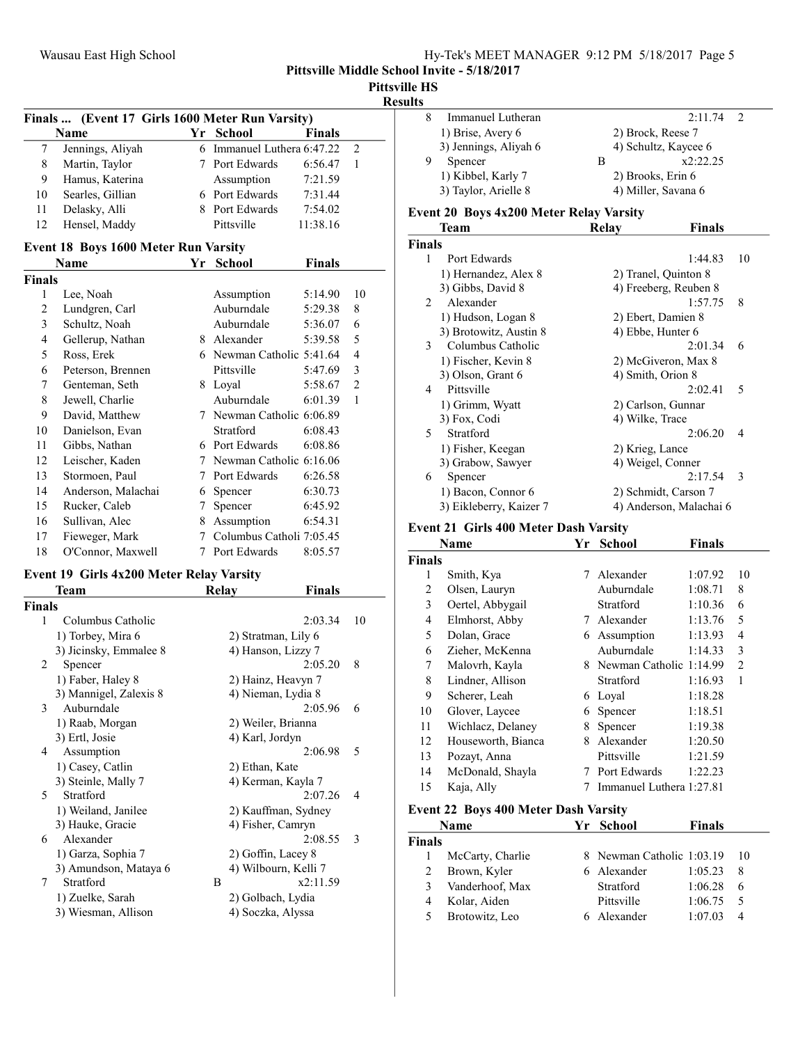## Pittsville Middle School Invite - 5/18/2017

### Pittsville HS

### Results

### Finals ... (Event 17 Girls 1600 Meter Run Varsity)

| | Name | Yr | School | Finals | |
|---|---|---|---|---|---|
| 7 | Jennings, Aliyah | 6 | Immanuel Luthera | 6:47.22 | 2 |
| 8 | Martin, Taylor | 7 | Port Edwards | 6:56.47 | 1 |
| 9 | Hamus, Katerina | | Assumption | 7:21.59 | |
| 10 | Searles, Gillian | 6 | Port Edwards | 7:31.44 | |
| 11 | Delasky, Alli | 8 | Port Edwards | 7:54.02 | |
| 12 | Hensel, Maddy | | Pittsville | 11:38.16 | |

### Event 18 Boys 1600 Meter Run Varsity

| | Name | Yr | School | Finals | |
|---|---|---|---|---|---|
| **Finals** | | | | | |
| 1 | Lee, Noah | | Assumption | 5:14.90 | 10 |
| 2 | Lundgren, Carl | | Auburndale | 5:29.38 | 8 |
| 3 | Schultz, Noah | | Auburndale | 5:36.07 | 6 |
| 4 | Gellerup, Nathan | 8 | Alexander | 5:39.58 | 5 |
| 5 | Ross, Erek | 6 | Newman Catholic | 5:41.64 | 4 |
| 6 | Peterson, Brennen | | Pittsville | 5:47.69 | 3 |
| 7 | Genteman, Seth | 8 | Loyal | 5:58.67 | 2 |
| 8 | Jewell, Charlie | | Auburndale | 6:01.39 | 1 |
| 9 | David, Matthew | 7 | Newman Catholic | 6:06.89 | |
| 10 | Danielson, Evan | | Stratford | 6:08.43 | |
| 11 | Gibbs, Nathan | 6 | Port Edwards | 6:08.86 | |
| 12 | Leischer, Kaden | 7 | Newman Catholic | 6:16.06 | |
| 13 | Stormoen, Paul | 7 | Port Edwards | 6:26.58 | |
| 14 | Anderson, Malachai | 6 | Spencer | 6:30.73 | |
| 15 | Rucker, Caleb | 7 | Spencer | 6:45.92 | |
| 16 | Sullivan, Alec | 8 | Assumption | 6:54.31 | |
| 17 | Fieweger, Mark | 7 | Columbus Catholi | 7:05.45 | |
| 18 | O'Connor, Maxwell | 7 | Port Edwards | 8:05.57 | |

### Event 19 Girls 4x200 Meter Relay Varsity

| | Team | Relay | Finals | |
|---|---|---|---|---|
| **Finals** | | | | |
| 1 | Columbus Catholic | | 2:03.34 | 10 |
| | 1) Torbey, Mira 6 | 2) Stratman, Lily 6 | | |
| | 3) Jicinsky, Emmalee 8 | 4) Hanson, Lizzy 7 | | |
| 2 | Spencer | | 2:05.20 | 8 |
| | 1) Faber, Haley 8 | 2) Hainz, Heavyn 7 | | |
| | 3) Mannigel, Zalexis 8 | 4) Nieman, Lydia 8 | | |
| 3 | Auburndale | | 2:05.96 | 6 |
| | 1) Raab, Morgan | 2) Weiler, Brianna | | |
| | 3) Ertl, Josie | 4) Karl, Jordyn | | |
| 4 | Assumption | | 2:06.98 | 5 |
| | 1) Casey, Catlin | 2) Ethan, Kate | | |
| | 3) Steinle, Mally 7 | 4) Kerman, Kayla 7 | | |
| 5 | Stratford | | 2:07.26 | 4 |
| | 1) Weiland, Janilee | 2) Kauffman, Sydney | | |
| | 3) Hauke, Gracie | 4) Fisher, Camryn | | |
| 6 | Alexander | | 2:08.55 | 3 |
| | 1) Garza, Sophia 7 | 2) Goffin, Lacey 8 | | |
| | 3) Amundson, Mataya 6 | 4) Wilbourn, Kelli 7 | | |
| 7 | Stratford | B | x2:11.59 | |
| | 1) Zuelke, Sarah | 2) Golbach, Lydia | | |
| | 3) Wiesman, Allison | 4) Soczka, Alyssa | | |
| 8 | Immanuel Lutheran | | 2:11.74 | 2 |
| | 1) Brise, Avery 6 | 2) Brock, Reese 7 | | |
| | 3) Jennings, Aliyah 6 | 4) Schultz, Kaycee 6 | | |
| 9 | Spencer | B | x2:22.25 | |
| | 1) Kibbel, Karly 7 | 2) Brooks, Erin 6 | | |
| | 3) Taylor, Arielle 8 | 4) Miller, Savana 6 | | |

### Event 20 Boys 4x200 Meter Relay Varsity

| | Team | Relay | Finals | |
|---|---|---|---|---|
| **Finals** | | | | |
| 1 | Port Edwards | | 1:44.83 | 10 |
| | 1) Hernandez, Alex 8 | 2) Tranel, Quinton 8 | | |
| | 3) Gibbs, David 8 | 4) Freeberg, Reuben 8 | | |
| 2 | Alexander | | 1:57.75 | 8 |
| | 1) Hudson, Logan 8 | 2) Ebert, Damien 8 | | |
| | 3) Brotowitz, Austin 8 | 4) Ebbe, Hunter 6 | | |
| 3 | Columbus Catholic | | 2:01.34 | 6 |
| | 1) Fischer, Kevin 8 | 2) McGiveron, Max 8 | | |
| | 3) Olson, Grant 6 | 4) Smith, Orion 8 | | |
| 4 | Pittsville | | 2:02.41 | 5 |
| | 1) Grimm, Wyatt | 2) Carlson, Gunnar | | |
| | 3) Fox, Codi | 4) Wilke, Trace | | |
| 5 | Stratford | | 2:06.20 | 4 |
| | 1) Fisher, Keegan | 2) Krieg, Lance | | |
| | 3) Grabow, Sawyer | 4) Weigel, Conner | | |
| 6 | Spencer | | 2:17.54 | 3 |
| | 1) Bacon, Connor 6 | 2) Schmidt, Carson 7 | | |
| | 3) Eikleberry, Kaizer 7 | 4) Anderson, Malachai 6 | | |

### Event 21 Girls 400 Meter Dash Varsity

| | Name | Yr | School | Finals | |
|---|---|---|---|---|---|
| **Finals** | | | | | |
| 1 | Smith, Kya | 7 | Alexander | 1:07.92 | 10 |
| 2 | Olsen, Lauryn | | Auburndale | 1:08.71 | 8 |
| 3 | Oertel, Abbygail | | Stratford | 1:10.36 | 6 |
| 4 | Elmhorst, Abby | 7 | Alexander | 1:13.76 | 5 |
| 5 | Dolan, Grace | 6 | Assumption | 1:13.93 | 4 |
| 6 | Zieher, McKenna | | Auburndale | 1:14.33 | 3 |
| 7 | Malovrh, Kayla | 8 | Newman Catholic | 1:14.99 | 2 |
| 8 | Lindner, Allison | | Stratford | 1:16.93 | 1 |
| 9 | Scherer, Leah | 6 | Loyal | 1:18.28 | |
| 10 | Glover, Laycee | 6 | Spencer | 1:18.51 | |
| 11 | Wichlacz, Delaney | 8 | Spencer | 1:19.38 | |
| 12 | Houseworth, Bianca | 8 | Alexander | 1:20.50 | |
| 13 | Pozayt, Anna | | Pittsville | 1:21.59 | |
| 14 | McDonald, Shayla | 7 | Port Edwards | 1:22.23 | |
| 15 | Kaja, Ally | 7 | Immanuel Luthera | 1:27.81 | |

### Event 22 Boys 400 Meter Dash Varsity

| | Name | Yr | School | Finals | |
|---|---|---|---|---|---|
| **Finals** | | | | | |
| 1 | McCarty, Charlie | 8 | Newman Catholic | 1:03.19 | 10 |
| 2 | Brown, Kyler | 6 | Alexander | 1:05.23 | 8 |
| 3 | Vanderhoof, Max | | Stratford | 1:06.28 | 6 |
| 4 | Kolar, Aiden | | Pittsville | 1:06.75 | 5 |
| 5 | Brotowitz, Leo | 6 | Alexander | 1:07.03 | 4 |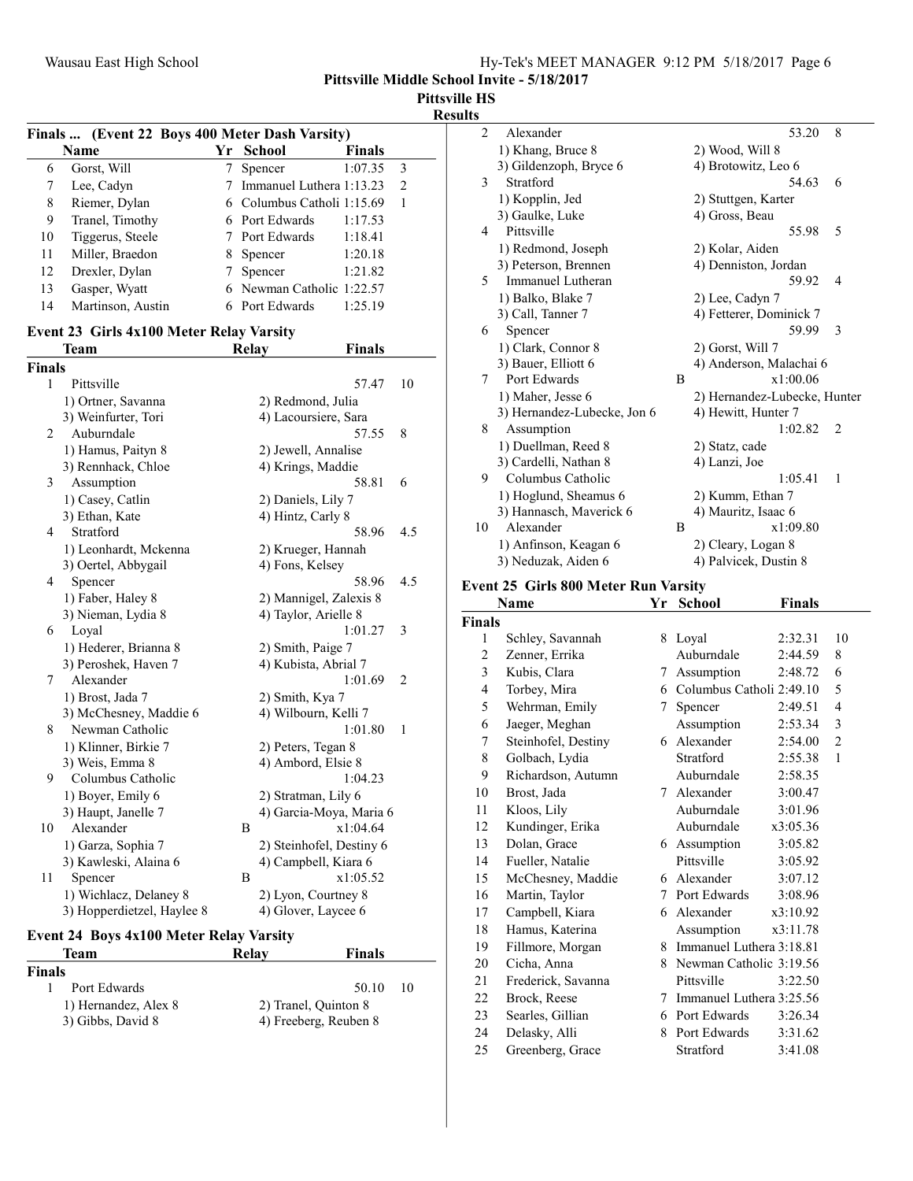## Pittsville Middle School Invite - 5/18/2017

**Pittsville HS**

**Results**

### Finals ... (Event 22 Boys 400 Meter Dash Varsity)

| | Name | Yr | School | Finals | |
|---|---|---|---|---|---|
| 6 | Gorst, Will | 7 | Spencer | 1:07.35 | 3 |
| 7 | Lee, Cadyn | 7 | Immanuel Luthera | 1:13.23 | 2 |
| 8 | Riemer, Dylan | 6 | Columbus Catholi | 1:15.69 | 1 |
| 9 | Tranel, Timothy | 6 | Port Edwards | 1:17.53 | |
| 10 | Tiggerus, Steele | 7 | Port Edwards | 1:18.41 | |
| 11 | Miller, Braedon | 8 | Spencer | 1:20.18 | |
| 12 | Drexler, Dylan | 7 | Spencer | 1:21.82 | |
| 13 | Gasper, Wyatt | 6 | Newman Catholic | 1:22.57 | |
| 14 | Martinson, Austin | 6 | Port Edwards | 1:25.19 | |

### Event 23 Girls 4x100 Meter Relay Varsity

| | Team | Relay | Finals | |
|---|---|---|---|---|
| **Finals** | | | | |
| 1 | Pittsville | | 57.47 | 10 |
| | 1) Ortner, Savanna | 2) Redmond, Julia | | |
| | 3) Weinfurter, Tori | 4) Lacoursiere, Sara | | |
| 2 | Auburndale | | 57.55 | 8 |
| | 1) Hamus, Paityn 8 | 2) Jewell, Annalise | | |
| | 3) Rennhack, Chloe | 4) Krings, Maddie | | |
| 3 | Assumption | | 58.81 | 6 |
| | 1) Casey, Catlin | 2) Daniels, Lily 7 | | |
| | 3) Ethan, Kate | 4) Hintz, Carly 8 | | |
| 4 | Stratford | | 58.96 | 4.5 |
| | 1) Leonhardt, Mckenna | 2) Krueger, Hannah | | |
| | 3) Oertel, Abbygail | 4) Fons, Kelsey | | |
| 4 | Spencer | | 58.96 | 4.5 |
| | 1) Faber, Haley 8 | 2) Mannigel, Zalexis 8 | | |
| | 3) Nieman, Lydia 8 | 4) Taylor, Arielle 8 | | |
| 6 | Loyal | | 1:01.27 | 3 |
| | 1) Hederer, Brianna 8 | 2) Smith, Paige 7 | | |
| | 3) Peroshek, Haven 7 | 4) Kubista, Abrial 7 | | |
| 7 | Alexander | | 1:01.69 | 2 |
| | 1) Brost, Jada 7 | 2) Smith, Kya 7 | | |
| | 3) McChesney, Maddie 6 | 4) Wilbourn, Kelli 7 | | |
| 8 | Newman Catholic | | 1:01.80 | 1 |
| | 1) Klinner, Birkie 7 | 2) Peters, Tegan 8 | | |
| | 3) Weis, Emma 8 | 4) Ambord, Elsie 8 | | |
| 9 | Columbus Catholic | | 1:04.23 | |
| | 1) Boyer, Emily 6 | 2) Stratman, Lily 6 | | |
| | 3) Haupt, Janelle 7 | 4) Garcia-Moya, Maria 6 | | |
| 10 | Alexander | B | x1:04.64 | |
| | 1) Garza, Sophia 7 | 2) Steinhofel, Destiny 6 | | |
| | 3) Kawleski, Alaina 6 | 4) Campbell, Kiara 6 | | |
| 11 | Spencer | B | x1:05.52 | |
| | 1) Wichlacz, Delaney 8 | 2) Lyon, Courtney 8 | | |
| | 3) Hopperdietzel, Haylee 8 | 4) Glover, Laycee 6 | | |

### Event 24 Boys 4x100 Meter Relay Varsity

| | Team | Relay | Finals | |
|---|---|---|---|---|
| **Finals** | | | | |
| 1 | Port Edwards | | 50.10 | 10 |
| | 1) Hernandez, Alex 8 | 2) Tranel, Quinton 8 | | |
| | 3) Gibbs, David 8 | 4) Freeberg, Reuben 8 | | |
| 2 | Alexander | | 53.20 | 8 |
| | 1) Khang, Bruce 8 | 2) Wood, Will 8 | | |
| | 3) Gildenzoph, Bryce 6 | 4) Brotowitz, Leo 6 | | |
| 3 | Stratford | | 54.63 | 6 |
| | 1) Kopplin, Jed | 2) Stuttgen, Karter | | |
| | 3) Gaulke, Luke | 4) Gross, Beau | | |
| 4 | Pittsville | | 55.98 | 5 |
| | 1) Redmond, Joseph | 2) Kolar, Aiden | | |
| | 3) Peterson, Brennen | 4) Denniston, Jordan | | |
| 5 | Immanuel Lutheran | | 59.92 | 4 |
| | 1) Balko, Blake 7 | 2) Lee, Cadyn 7 | | |
| | 3) Call, Tanner 7 | 4) Fetterer, Dominick 7 | | |
| 6 | Spencer | | 59.99 | 3 |
| | 1) Clark, Connor 8 | 2) Gorst, Will 7 | | |
| | 3) Bauer, Elliott 6 | 4) Anderson, Malachai 6 | | |
| 7 | Port Edwards | B | x1:00.06 | |
| | 1) Maher, Jesse 6 | 2) Hernandez-Lubecke, Hunter | | |
| | 3) Hernandez-Lubecke, Jon 6 | 4) Hewitt, Hunter 7 | | |
| 8 | Assumption | | 1:02.82 | 2 |
| | 1) Duellman, Reed 8 | 2) Statz, cade | | |
| | 3) Cardelli, Nathan 8 | 4) Lanzi, Joe | | |
| 9 | Columbus Catholic | | 1:05.41 | 1 |
| | 1) Hoglund, Sheamus 6 | 2) Kumm, Ethan 7 | | |
| | 3) Hannasch, Maverick 6 | 4) Mauritz, Isaac 6 | | |
| 10 | Alexander | B | x1:09.80 | |
| | 1) Anfinson, Keagan 6 | 2) Cleary, Logan 8 | | |
| | 3) Neduzak, Aiden 6 | 4) Palvicek, Dustin 8 | | |

### Event 25 Girls 800 Meter Run Varsity

| | Name | Yr | School | Finals | |
|---|---|---|---|---|---|
| **Finals** | | | | | |
| 1 | Schley, Savannah | 8 | Loyal | 2:32.31 | 10 |
| 2 | Zenner, Errika | | Auburndale | 2:44.59 | 8 |
| 3 | Kubis, Clara | 7 | Assumption | 2:48.72 | 6 |
| 4 | Torbey, Mira | 6 | Columbus Catholi | 2:49.10 | 5 |
| 5 | Wehrman, Emily | 7 | Spencer | 2:49.51 | 4 |
| 6 | Jaeger, Meghan | | Assumption | 2:53.34 | 3 |
| 7 | Steinhofel, Destiny | 6 | Alexander | 2:54.00 | 2 |
| 8 | Golbach, Lydia | | Stratford | 2:55.38 | 1 |
| 9 | Richardson, Autumn | | Auburndale | 2:58.35 | |
| 10 | Brost, Jada | 7 | Alexander | 3:00.47 | |
| 11 | Kloos, Lily | | Auburndale | 3:01.96 | |
| 12 | Kundinger, Erika | | Auburndale | x3:05.36 | |
| 13 | Dolan, Grace | 6 | Assumption | 3:05.82 | |
| 14 | Fueller, Natalie | | Pittsville | 3:05.92 | |
| 15 | McChesney, Maddie | 6 | Alexander | 3:07.12 | |
| 16 | Martin, Taylor | 7 | Port Edwards | 3:08.96 | |
| 17 | Campbell, Kiara | 6 | Alexander | x3:10.92 | |
| 18 | Hamus, Katerina | | Assumption | x3:11.78 | |
| 19 | Fillmore, Morgan | 8 | Immanuel Luthera | 3:18.81 | |
| 20 | Cicha, Anna | 8 | Newman Catholic | 3:19.56 | |
| 21 | Frederick, Savanna | | Pittsville | 3:22.50 | |
| 22 | Brock, Reese | 7 | Immanuel Luthera | 3:25.56 | |
| 23 | Searles, Gillian | 6 | Port Edwards | 3:26.34 | |
| 24 | Delasky, Alli | 8 | Port Edwards | 3:31.62 | |
| 25 | Greenberg, Grace | | Stratford | 3:41.08 | |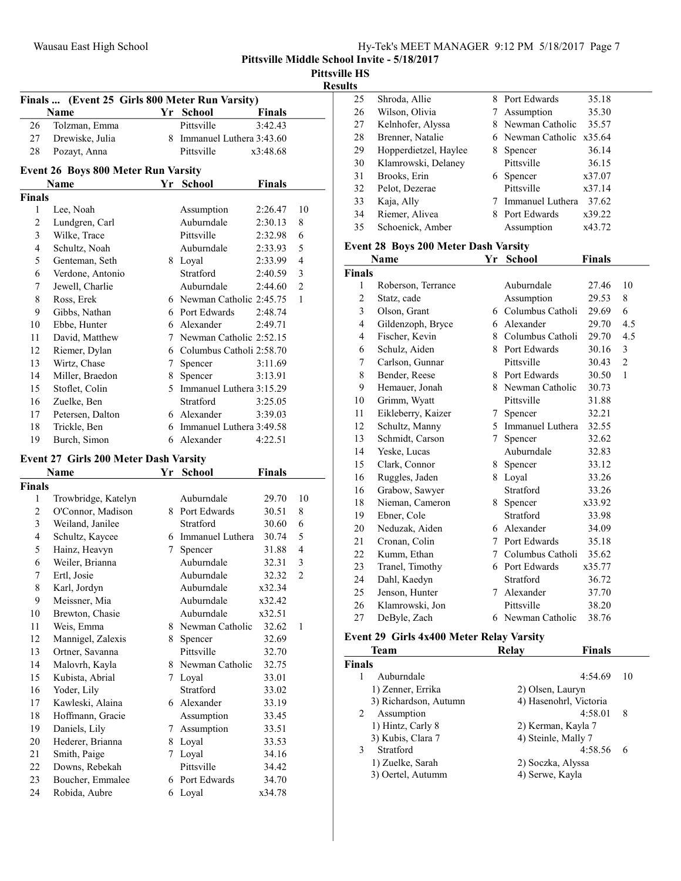**Pittsville Middle School Invite - 5/18/2017**

**Pittsville HS**

**Results**

### Finals ... (Event 25 Girls 800 Meter Run Varsity)

| | Name | Yr | School | Finals | |
|---|---|---|---|---|---|
| 26 | Tolzman, Emma | | Pittsville | 3:42.43 | |
| 27 | Drewiske, Julia | 8 | Immanuel Luthera | 3:43.60 | |
| 28 | Pozayt, Anna | | Pittsville | x3:48.68 | |

### Event 26 Boys 800 Meter Run Varsity

| | Name | Yr | School | Finals | |
|---|---|---|---|---|---|
| **Finals** | | | | | |
| 1 | Lee, Noah | | Assumption | 2:26.47 | 10 |
| 2 | Lundgren, Carl | | Auburndale | 2:30.13 | 8 |
| 3 | Wilke, Trace | | Pittsville | 2:32.98 | 6 |
| 4 | Schultz, Noah | | Auburndale | 2:33.93 | 5 |
| 5 | Genteman, Seth | 8 | Loyal | 2:33.99 | 4 |
| 6 | Verdone, Antonio | | Stratford | 2:40.59 | 3 |
| 7 | Jewell, Charlie | | Auburndale | 2:44.60 | 2 |
| 8 | Ross, Erek | 6 | Newman Catholic | 2:45.75 | 1 |
| 9 | Gibbs, Nathan | 6 | Port Edwards | 2:48.74 | |
| 10 | Ebbe, Hunter | 6 | Alexander | 2:49.71 | |
| 11 | David, Matthew | 7 | Newman Catholic | 2:52.15 | |
| 12 | Riemer, Dylan | 6 | Columbus Catholi | 2:58.70 | |
| 13 | Wirtz, Chase | 7 | Spencer | 3:11.69 | |
| 14 | Miller, Braedon | 8 | Spencer | 3:13.91 | |
| 15 | Stoflet, Colin | 5 | Immanuel Luthera | 3:15.29 | |
| 16 | Zuelke, Ben | | Stratford | 3:25.05 | |
| 17 | Petersen, Dalton | 6 | Alexander | 3:39.03 | |
| 18 | Trickle, Ben | 6 | Immanuel Luthera | 3:49.58 | |
| 19 | Burch, Simon | 6 | Alexander | 4:22.51 | |

### Event 27 Girls 200 Meter Dash Varsity

| | Name | Yr | School | Finals | |
|---|---|---|---|---|---|
| **Finals** | | | | | |
| 1 | Trowbridge, Katelyn | | Auburndale | 29.70 | 10 |
| 2 | O'Connor, Madison | 8 | Port Edwards | 30.51 | 8 |
| 3 | Weiland, Janilee | | Stratford | 30.60 | 6 |
| 4 | Schultz, Kaycee | 6 | Immanuel Luthera | 30.74 | 5 |
| 5 | Hainz, Heavyn | 7 | Spencer | 31.88 | 4 |
| 6 | Weiler, Brianna | | Auburndale | 32.31 | 3 |
| 7 | Ertl, Josie | | Auburndale | 32.32 | 2 |
| 8 | Karl, Jordyn | | Auburndale | x32.34 | |
| 9 | Meissner, Mia | | Auburndale | x32.42 | |
| 10 | Brewton, Chasie | | Auburndale | x32.51 | |
| 11 | Weis, Emma | 8 | Newman Catholic | 32.62 | 1 |
| 12 | Mannigel, Zalexis | 8 | Spencer | 32.69 | |
| 13 | Ortner, Savanna | | Pittsville | 32.70 | |
| 14 | Malovrh, Kayla | 8 | Newman Catholic | 32.75 | |
| 15 | Kubista, Abrial | 7 | Loyal | 33.01 | |
| 16 | Yoder, Lily | | Stratford | 33.02 | |
| 17 | Kawleski, Alaina | 6 | Alexander | 33.19 | |
| 18 | Hoffmann, Gracie | | Assumption | 33.45 | |
| 19 | Daniels, Lily | 7 | Assumption | 33.51 | |
| 20 | Hederer, Brianna | 8 | Loyal | 33.53 | |
| 21 | Smith, Paige | 7 | Loyal | 34.16 | |
| 22 | Downs, Rebekah | | Pittsville | 34.42 | |
| 23 | Boucher, Emmalee | 6 | Port Edwards | 34.70 | |
| 24 | Robida, Aubre | 6 | Loyal | x34.78 | |
| 25 | Shroda, Allie | 8 | Port Edwards | 35.18 | |
| 26 | Wilson, Olivia | 7 | Assumption | 35.30 | |
| 27 | Kelnhofer, Alyssa | 8 | Newman Catholic | 35.57 | |
| 28 | Brenner, Natalie | 6 | Newman Catholic | x35.64 | |
| 29 | Hopperdietzel, Haylee | 8 | Spencer | 36.14 | |
| 30 | Klamrowski, Delaney | | Pittsville | 36.15 | |
| 31 | Brooks, Erin | 6 | Spencer | x37.07 | |
| 32 | Pelot, Dezerae | | Pittsville | x37.14 | |
| 33 | Kaja, Ally | 7 | Immanuel Luthera | 37.62 | |
| 34 | Riemer, Alivea | 8 | Port Edwards | x39.22 | |
| 35 | Schoenick, Amber | | Assumption | x43.72 | |

### Event 28 Boys 200 Meter Dash Varsity

| | Name | Yr | School | Finals | |
|---|---|---|---|---|---|
| **Finals** | | | | | |
| 1 | Roberson, Terrance | | Auburndale | 27.46 | 10 |
| 2 | Statz, cade | | Assumption | 29.53 | 8 |
| 3 | Olson, Grant | 6 | Columbus Catholi | 29.69 | 6 |
| 4 | Gildenzoph, Bryce | 6 | Alexander | 29.70 | 4.5 |
| 4 | Fischer, Kevin | 8 | Columbus Catholi | 29.70 | 4.5 |
| 6 | Schulz, Aiden | 8 | Port Edwards | 30.16 | 3 |
| 7 | Carlson, Gunnar | | Pittsville | 30.43 | 2 |
| 8 | Bender, Reese | 8 | Port Edwards | 30.50 | 1 |
| 9 | Hemauer, Jonah | 8 | Newman Catholic | 30.73 | |
| 10 | Grimm, Wyatt | | Pittsville | 31.88 | |
| 11 | Eikleberry, Kaizer | 7 | Spencer | 32.21 | |
| 12 | Schultz, Manny | 5 | Immanuel Luthera | 32.55 | |
| 13 | Schmidt, Carson | 7 | Spencer | 32.62 | |
| 14 | Yeske, Lucas | | Auburndale | 32.83 | |
| 15 | Clark, Connor | 8 | Spencer | 33.12 | |
| 16 | Ruggles, Jaden | 8 | Loyal | 33.26 | |
| 16 | Grabow, Sawyer | | Stratford | 33.26 | |
| 18 | Nieman, Cameron | 8 | Spencer | x33.92 | |
| 19 | Ebner, Cole | | Stratford | 33.98 | |
| 20 | Neduzak, Aiden | 6 | Alexander | 34.09 | |
| 21 | Cronan, Colin | 7 | Port Edwards | 35.18 | |
| 22 | Kumm, Ethan | 7 | Columbus Catholi | 35.62 | |
| 23 | Tranel, Timothy | 6 | Port Edwards | x35.77 | |
| 24 | Dahl, Kaedyn | | Stratford | 36.72 | |
| 25 | Jenson, Hunter | 7 | Alexander | 37.70 | |
| 26 | Klamrowski, Jon | | Pittsville | 38.20 | |
| 27 | DeByle, Zach | 6 | Newman Catholic | 38.76 | |

### Event 29 Girls 4x400 Meter Relay Varsity

| | Team | Relay | Finals | |
|---|---|---|---|---|
| **Finals** | | | | |
| 1 | Auburndale | | 4:54.69 | 10 |
| | 1) Zenner, Errika | 2) Olsen, Lauryn | | |
| | 3) Richardson, Autumn | 4) Hasenohrl, Victoria | | |
| 2 | Assumption | | 4:58.01 | 8 |
| | 1) Hintz, Carly 8 | 2) Kerman, Kayla 7 | | |
| | 3) Kubis, Clara 7 | 4) Steinle, Mally 7 | | |
| 3 | Stratford | | 4:58.56 | 6 |
| | 1) Zuelke, Sarah | 2) Soczka, Alyssa | | |
| | 3) Oertel, Autumm | 4) Serwe, Kayla | | |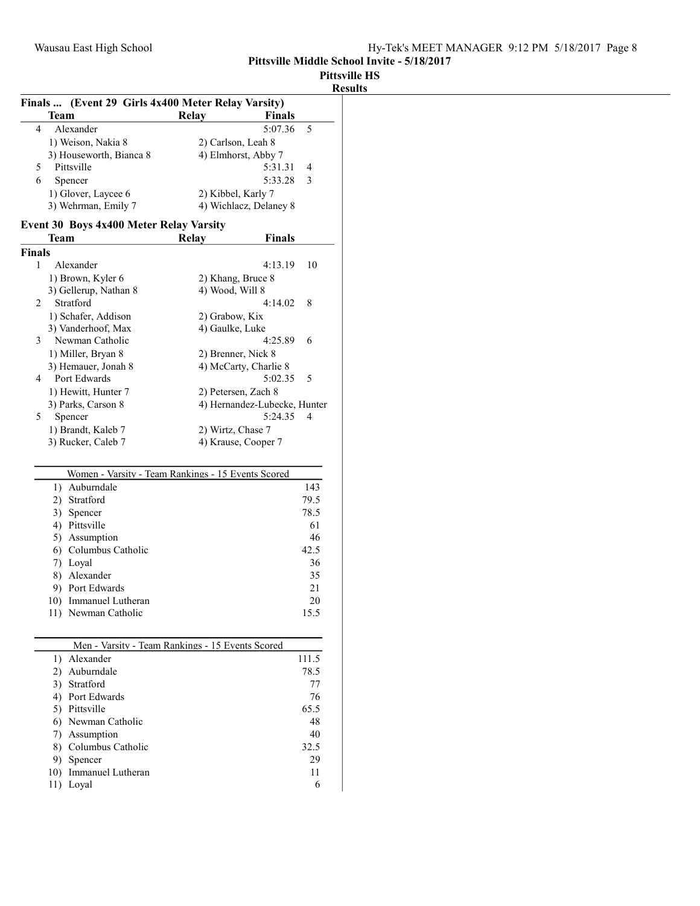Pittsville Middle School Invite - 5/18/2017

Pittsville HS

Results

### Finals ... (Event 29 Girls 4x400 Meter Relay Varsity)

| | Team | Relay | Finals | |
|---|---|---|---|---|
| 4 | Alexander | | 5:07.36 | 5 |
| | 1) Weison, Nakia 8 | 2) Carlson, Leah 8 | | |
| | 3) Houseworth, Bianca 8 | 4) Elmhorst, Abby 7 | | |
| 5 | Pittsville | | 5:31.31 | 4 |
| 6 | Spencer | | 5:33.28 | 3 |
| | 1) Glover, Laycee 6 | 2) Kibbel, Karly 7 | | |
| | 3) Wehrman, Emily 7 | 4) Wichlacz, Delaney 8 | | |

### Event 30 Boys 4x400 Meter Relay Varsity

| | Team | Relay | Finals | |
|---|---|---|---|---|
| **Finals** | | | | |
| 1 | Alexander | | 4:13.19 | 10 |
| | 1) Brown, Kyler 6 | 2) Khang, Bruce 8 | | |
| | 3) Gellerup, Nathan 8 | 4) Wood, Will 8 | | |
| 2 | Stratford | | 4:14.02 | 8 |
| | 1) Schafer, Addison | 2) Grabow, Kix | | |
| | 3) Vanderhoof, Max | 4) Gaulke, Luke | | |
| 3 | Newman Catholic | | 4:25.89 | 6 |
| | 1) Miller, Bryan 8 | 2) Brenner, Nick 8 | | |
| | 3) Hemauer, Jonah 8 | 4) McCarty, Charlie 8 | | |
| 4 | Port Edwards | | 5:02.35 | 5 |
| | 1) Hewitt, Hunter 7 | 2) Petersen, Zach 8 | | |
| | 3) Parks, Carson 8 | 4) Hernandez-Lubecke, Hunter | | |
| 5 | Spencer | | 5:24.35 | 4 |
| | 1) Brandt, Kaleb 7 | 2) Wirtz, Chase 7 | | |
| | 3) Rucker, Caleb 7 | 4) Krause, Cooper 7 | | |

| Women - Varsity - Team Rankings - 15 Events Scored | |
|---|---|
| 1) Auburndale | 143 |
| 2) Stratford | 79.5 |
| 3) Spencer | 78.5 |
| 4) Pittsville | 61 |
| 5) Assumption | 46 |
| 6) Columbus Catholic | 42.5 |
| 7) Loyal | 36 |
| 8) Alexander | 35 |
| 9) Port Edwards | 21 |
| 10) Immanuel Lutheran | 20 |
| 11) Newman Catholic | 15.5 |

| Men - Varsity - Team Rankings - 15 Events Scored | |
|---|---|
| 1) Alexander | 111.5 |
| 2) Auburndale | 78.5 |
| 3) Stratford | 77 |
| 4) Port Edwards | 76 |
| 5) Pittsville | 65.5 |
| 6) Newman Catholic | 48 |
| 7) Assumption | 40 |
| 8) Columbus Catholic | 32.5 |
| 9) Spencer | 29 |
| 10) Immanuel Lutheran | 11 |
| 11) Loyal | 6 |